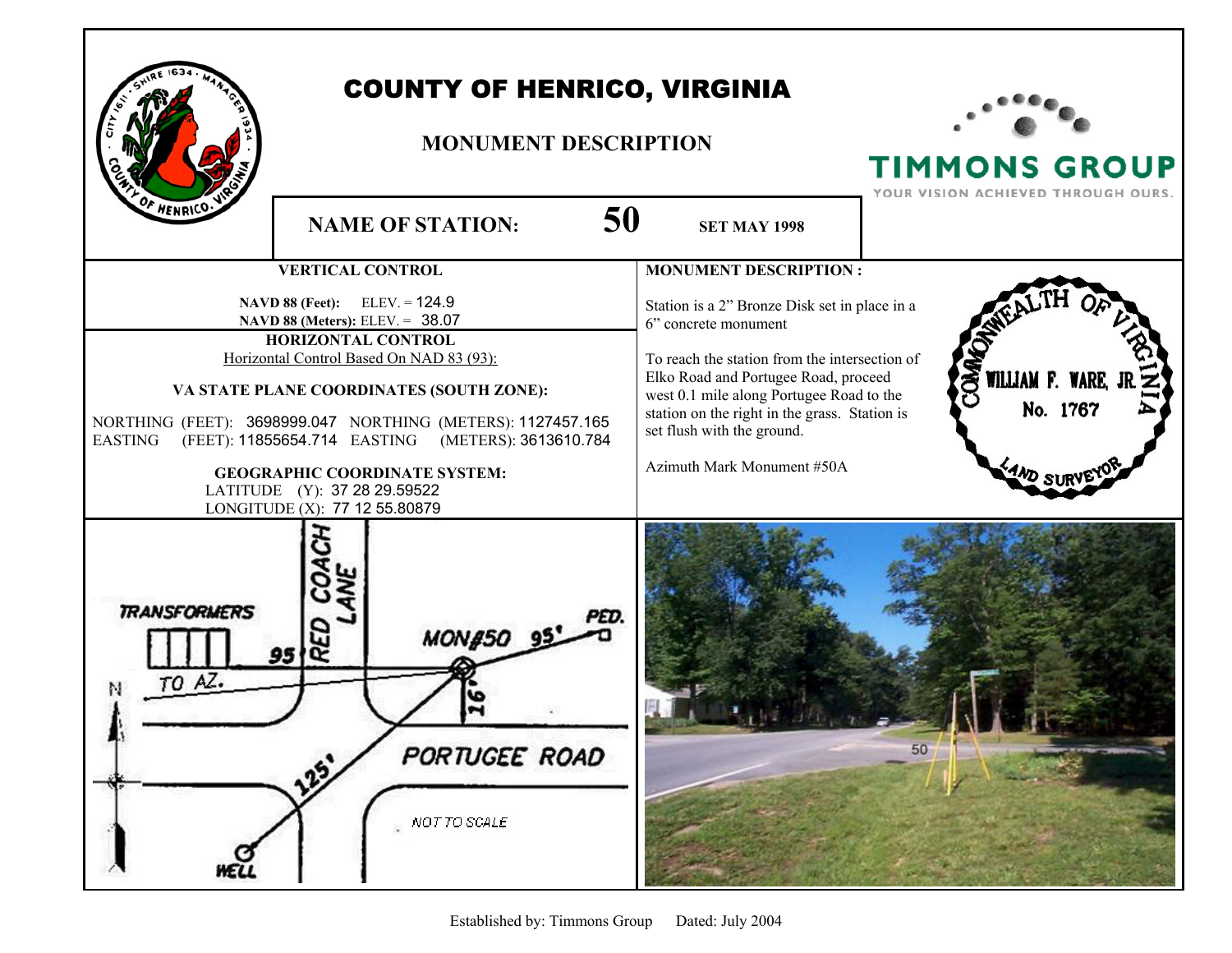# COUNTY OF HENRICO, VIRGINIA

## MONUMENT DESCRIPTION

TIMMONS GROUP
YOUR VISION ACHIEVED THROUGH OURS.

**NAME OF STATION:** **50** **SET MAY 1998**

### VERTICAL CONTROL

**NAVD 88 (Feet):** ELEV. = 124.9
**NAVD 88 (Meters):** ELEV. = 38.07

### HORIZONTAL CONTROL

Horizontal Control Based On NAD 83 (93):

**VA STATE PLANE COORDINATES (SOUTH ZONE):**

NORTHING (FEET): 3698999.047 NORTHING (METERS): 1127457.165
EASTING (FEET): 11855654.714 EASTING (METERS): 3613610.784

**GEOGRAPHIC COORDINATE SYSTEM:**
LATITUDE (Y): 37 28 29.59522
LONGITUDE (X): 77 12 55.80879

### MONUMENT DESCRIPTION :

Station is a 2" Bronze Disk set in place in a 6" concrete monument

To reach the station from the intersection of Elko Road and Portugee Road, proceed west 0.1 mile along Portugee Road to the station on the right in the grass. Station is set flush with the ground.

Azimuth Mark Monument #50A

COMMONWEALTH OF VIRGINIA
WILLIAM F. WARE, JR.
No. 1767
LAND SURVEYOR

TRANSFORMERS
95
RED COACH LANE
MON#50
95'
PED.
TO AZ.
N
16'
125'
PORTUGEE ROAD
NOT TO SCALE
WELL

50

Established by: Timmons Group Dated: July 2004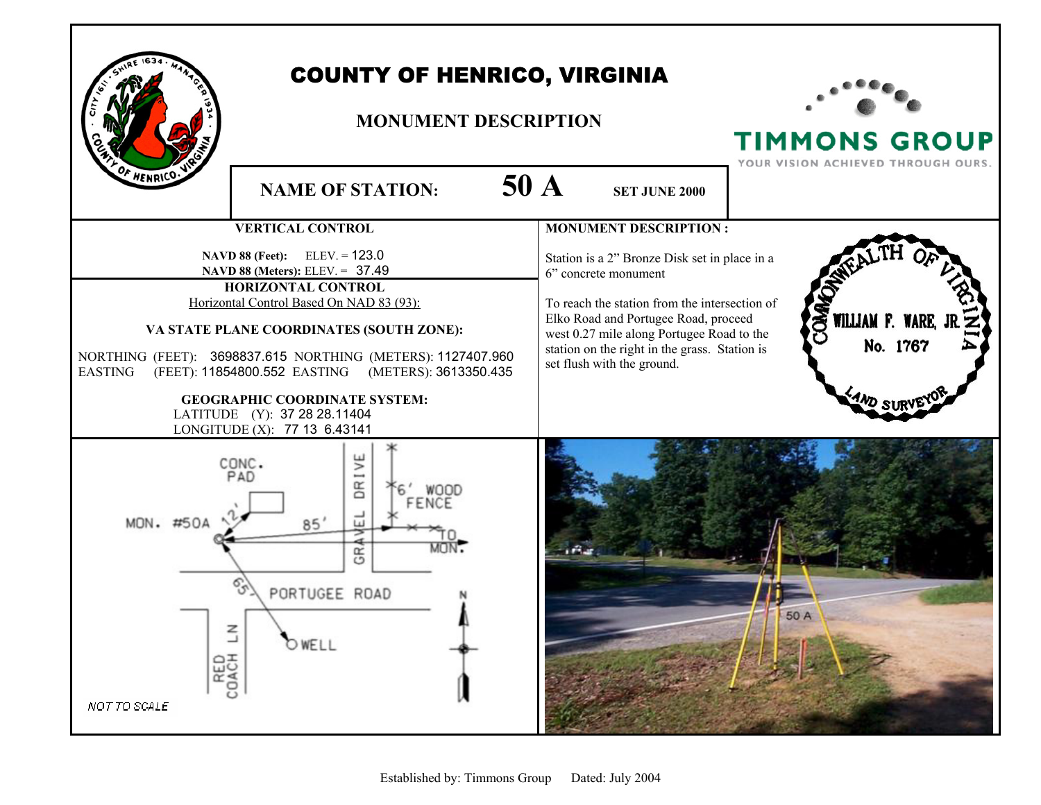# COUNTY OF HENRICO, VIRGINIA

## MONUMENT DESCRIPTION

TIMMONS GROUP
YOUR VISION ACHIEVED THROUGH OURS.

**NAME OF STATION:** **50 A** **SET JUNE 2000**

### VERTICAL CONTROL

**NAVD 88 (Feet):** ELEV. = 123.0
**NAVD 88 (Meters):** ELEV. = 37.49

### HORIZONTAL CONTROL

Horizontal Control Based On NAD 83 (93):

**VA STATE PLANE COORDINATES (SOUTH ZONE):**

NORTHING (FEET): 3698837.615 NORTHING (METERS): 1127407.960
EASTING (FEET): 11854800.552 EASTING (METERS): 3613350.435

**GEOGRAPHIC COORDINATE SYSTEM:**

LATITUDE (Y): 37 28 28.11404
LONGITUDE (X): 77 13 6.43141

### MONUMENT DESCRIPTION :

Station is a 2" Bronze Disk set in place in a 6" concrete monument

To reach the station from the intersection of Elko Road and Portugee Road, proceed west 0.27 mile along Portugee Road to the station on the right in the grass. Station is set flush with the ground.

COMMONWEALTH OF VIRGINIA
WILLIAM F. WARE, JR.
No. 1767
LAND SURVEYOR

CONC. PAD
MON. #50A
12'
85'
65'
GRAVEL DRIVE
6' WOOD FENCE
TO MON.
PORTUGEE ROAD
N
WELL
RED COACH LN
NOT TO SCALE

50 A

Established by: Timmons Group Dated: July 2004